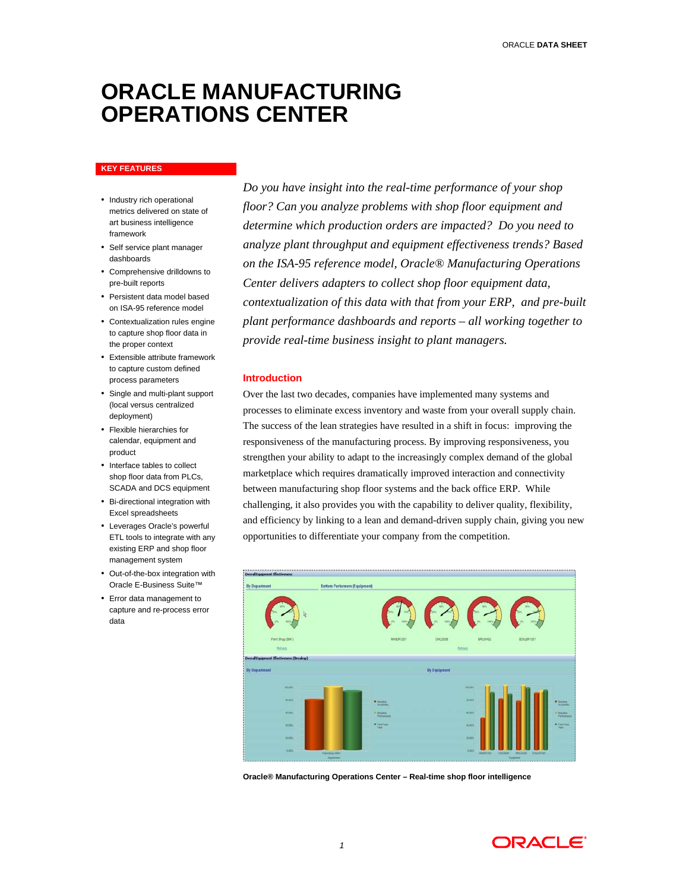# ORACLE MANUFACTURING OPERATIONS CENTER

**KEY FEATURES**

- Industry rich operational metrics delivered on state of art business intelligence framework
- Self service plant manager dashboards
- Comprehensive drilldowns to pre-built reports
- Persistent data model based on ISA-95 reference model
- Contextualization rules engine to capture shop floor data in the proper context
- Extensible attribute framework to capture custom defined process parameters
- Single and multi-plant support (local versus centralized deployment)
- Flexible hierarchies for calendar, equipment and product
- Interface tables to collect shop floor data from PLCs, SCADA and DCS equipment
- Bi-directional integration with Excel spreadsheets
- Leverages Oracle's powerful ETL tools to integrate with any existing ERP and shop floor management system
- Out-of-the-box integration with Oracle E-Business Suite™
- Error data management to capture and re-process error data

*Do you have insight into the real-time performance of your shop floor? Can you analyze problems with shop floor equipment and determine which production orders are impacted? Do you need to analyze plant throughput and equipment effectiveness trends? Based on the ISA-95 reference model, Oracle® Manufacturing Operations Center delivers adapters to collect shop floor equipment data, contextualization of this data with that from your ERP, and pre-built plant performance dashboards and reports – all working together to provide real-time business insight to plant managers.*

## Introduction

Over the last two decades, companies have implemented many systems and processes to eliminate excess inventory and waste from your overall supply chain. The success of the lean strategies have resulted in a shift in focus: improving the responsiveness of the manufacturing process. By improving responsiveness, you strengthen your ability to adapt to the increasingly complex demand of the global marketplace which requires dramatically improved interaction and connectivity between manufacturing shop floor systems and the back office ERP. While challenging, it also provides you with the capability to deliver quality, flexibility, and efficiency by linking to a lean and demand-driven supply chain, giving you new opportunities to differentiate your company from the competition.

**Oracle® Manufacturing Operations Center – Real-time shop floor intelligence**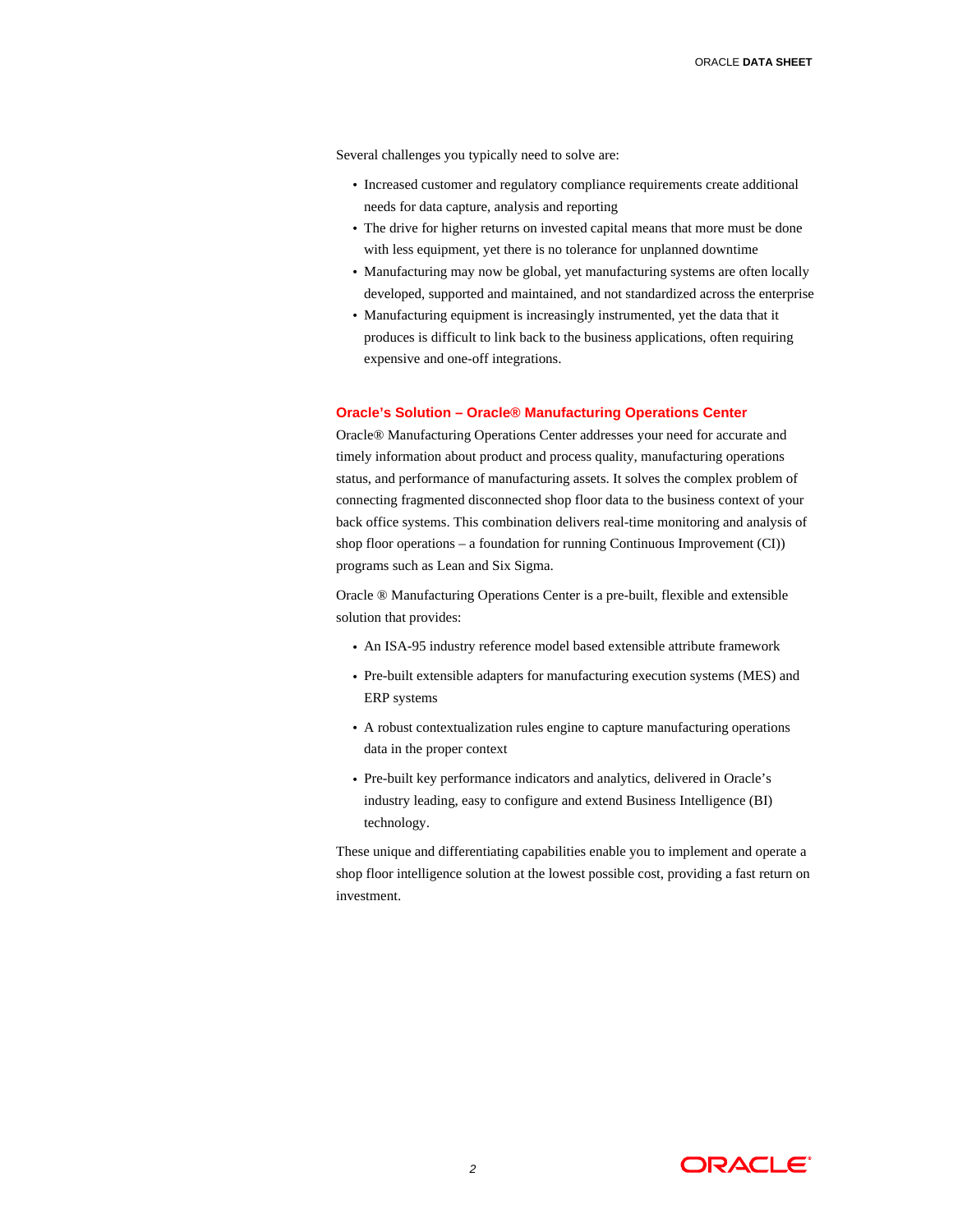Several challenges you typically need to solve are:

- Increased customer and regulatory compliance requirements create additional needs for data capture, analysis and reporting
- The drive for higher returns on invested capital means that more must be done with less equipment, yet there is no tolerance for unplanned downtime
- Manufacturing may now be global, yet manufacturing systems are often locally developed, supported and maintained, and not standardized across the enterprise
- Manufacturing equipment is increasingly instrumented, yet the data that it produces is difficult to link back to the business applications, often requiring expensive and one-off integrations.

## Oracle's Solution – Oracle® Manufacturing Operations Center

Oracle® Manufacturing Operations Center addresses your need for accurate and timely information about product and process quality, manufacturing operations status, and performance of manufacturing assets. It solves the complex problem of connecting fragmented disconnected shop floor data to the business context of your back office systems. This combination delivers real-time monitoring and analysis of shop floor operations – a foundation for running Continuous Improvement (CI)) programs such as Lean and Six Sigma.

Oracle ® Manufacturing Operations Center is a pre-built, flexible and extensible solution that provides:

- An ISA-95 industry reference model based extensible attribute framework
- Pre-built extensible adapters for manufacturing execution systems (MES) and ERP systems
- A robust contextualization rules engine to capture manufacturing operations data in the proper context
- Pre-built key performance indicators and analytics, delivered in Oracle's industry leading, easy to configure and extend Business Intelligence (BI) technology.

These unique and differentiating capabilities enable you to implement and operate a shop floor intelligence solution at the lowest possible cost, providing a fast return on investment.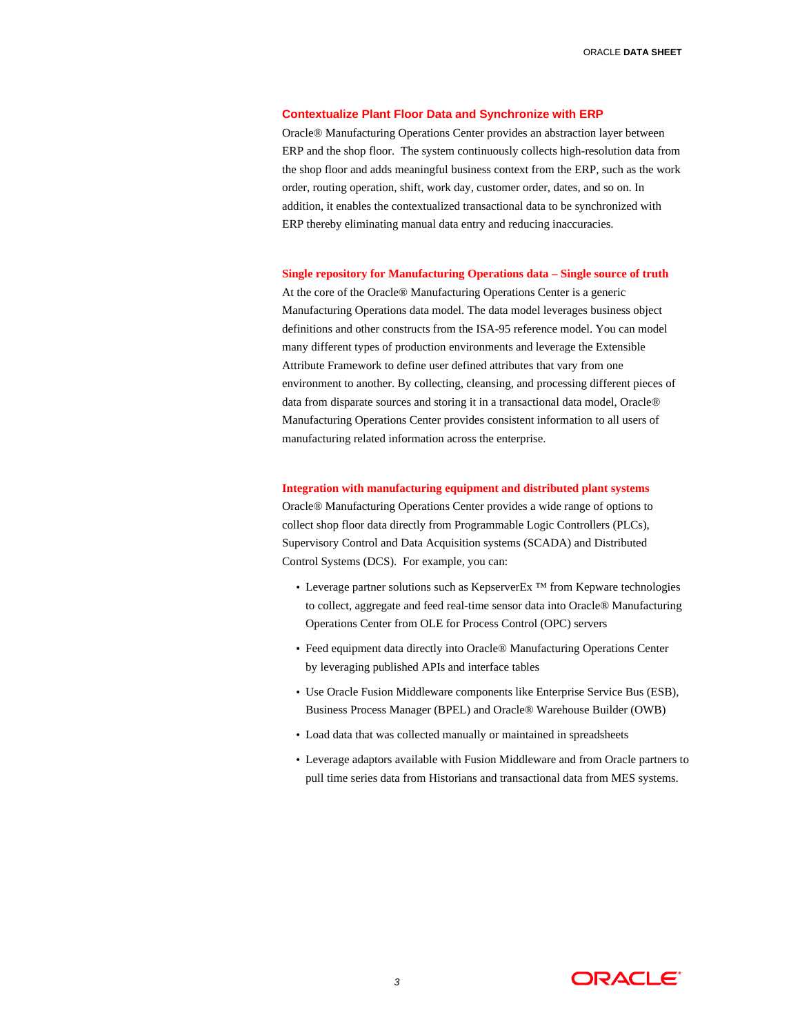## Contextualize Plant Floor Data and Synchronize with ERP

Oracle® Manufacturing Operations Center provides an abstraction layer between ERP and the shop floor. The system continuously collects high-resolution data from the shop floor and adds meaningful business context from the ERP, such as the work order, routing operation, shift, work day, customer order, dates, and so on. In addition, it enables the contextualized transactional data to be synchronized with ERP thereby eliminating manual data entry and reducing inaccuracies.

## Single repository for Manufacturing Operations data – Single source of truth

At the core of the Oracle® Manufacturing Operations Center is a generic Manufacturing Operations data model. The data model leverages business object definitions and other constructs from the ISA-95 reference model. You can model many different types of production environments and leverage the Extensible Attribute Framework to define user defined attributes that vary from one environment to another. By collecting, cleansing, and processing different pieces of data from disparate sources and storing it in a transactional data model, Oracle® Manufacturing Operations Center provides consistent information to all users of manufacturing related information across the enterprise.

## Integration with manufacturing equipment and distributed plant systems

Oracle® Manufacturing Operations Center provides a wide range of options to collect shop floor data directly from Programmable Logic Controllers (PLCs), Supervisory Control and Data Acquisition systems (SCADA) and Distributed Control Systems (DCS). For example, you can:

- Leverage partner solutions such as KepserverEx ™ from Kepware technologies to collect, aggregate and feed real-time sensor data into Oracle® Manufacturing Operations Center from OLE for Process Control (OPC) servers
- Feed equipment data directly into Oracle® Manufacturing Operations Center by leveraging published APIs and interface tables
- Use Oracle Fusion Middleware components like Enterprise Service Bus (ESB), Business Process Manager (BPEL) and Oracle® Warehouse Builder (OWB)
- Load data that was collected manually or maintained in spreadsheets
- Leverage adaptors available with Fusion Middleware and from Oracle partners to pull time series data from Historians and transactional data from MES systems.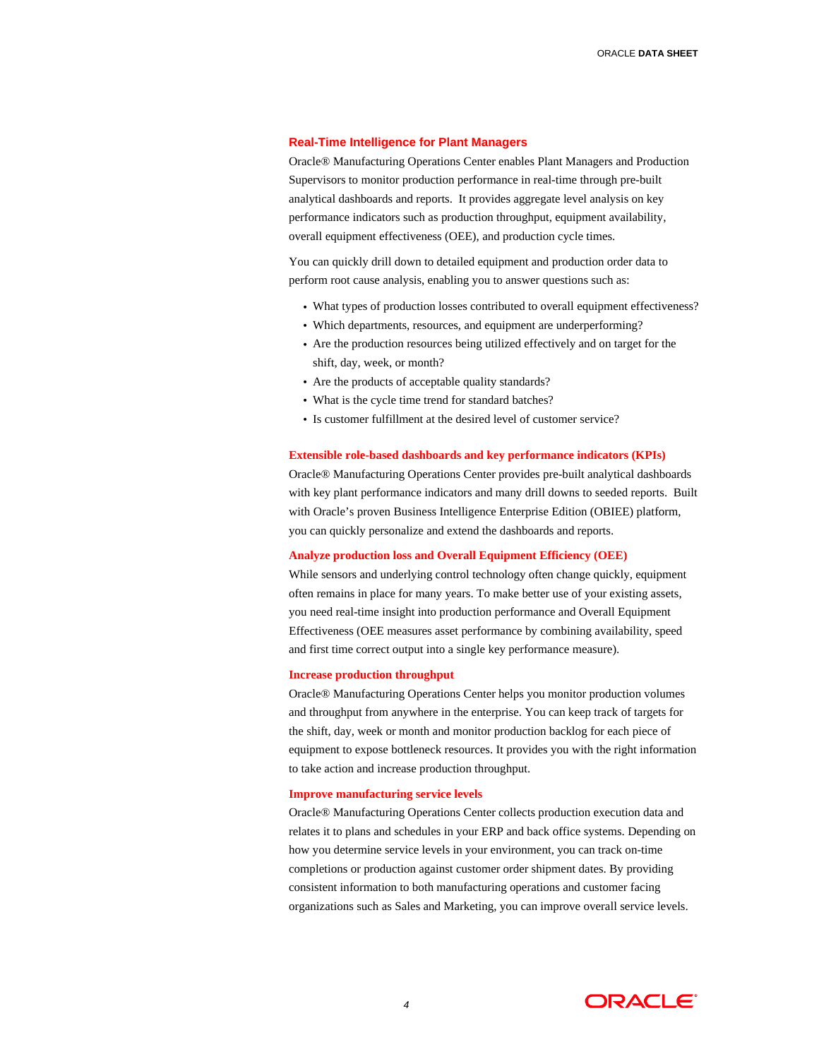## Real-Time Intelligence for Plant Managers

Oracle® Manufacturing Operations Center enables Plant Managers and Production Supervisors to monitor production performance in real-time through pre-built analytical dashboards and reports. It provides aggregate level analysis on key performance indicators such as production throughput, equipment availability, overall equipment effectiveness (OEE), and production cycle times.

You can quickly drill down to detailed equipment and production order data to perform root cause analysis, enabling you to answer questions such as:

- What types of production losses contributed to overall equipment effectiveness?
- Which departments, resources, and equipment are underperforming?
- Are the production resources being utilized effectively and on target for the shift, day, week, or month?
- Are the products of acceptable quality standards?
- What is the cycle time trend for standard batches?
- Is customer fulfillment at the desired level of customer service?

### Extensible role-based dashboards and key performance indicators (KPIs)

Oracle® Manufacturing Operations Center provides pre-built analytical dashboards with key plant performance indicators and many drill downs to seeded reports. Built with Oracle's proven Business Intelligence Enterprise Edition (OBIEE) platform, you can quickly personalize and extend the dashboards and reports.

### Analyze production loss and Overall Equipment Efficiency (OEE)

While sensors and underlying control technology often change quickly, equipment often remains in place for many years. To make better use of your existing assets, you need real-time insight into production performance and Overall Equipment Effectiveness (OEE measures asset performance by combining availability, speed and first time correct output into a single key performance measure).

### Increase production throughput

Oracle® Manufacturing Operations Center helps you monitor production volumes and throughput from anywhere in the enterprise. You can keep track of targets for the shift, day, week or month and monitor production backlog for each piece of equipment to expose bottleneck resources. It provides you with the right information to take action and increase production throughput.

### Improve manufacturing service levels

Oracle® Manufacturing Operations Center collects production execution data and relates it to plans and schedules in your ERP and back office systems. Depending on how you determine service levels in your environment, you can track on-time completions or production against customer order shipment dates. By providing consistent information to both manufacturing operations and customer facing organizations such as Sales and Marketing, you can improve overall service levels.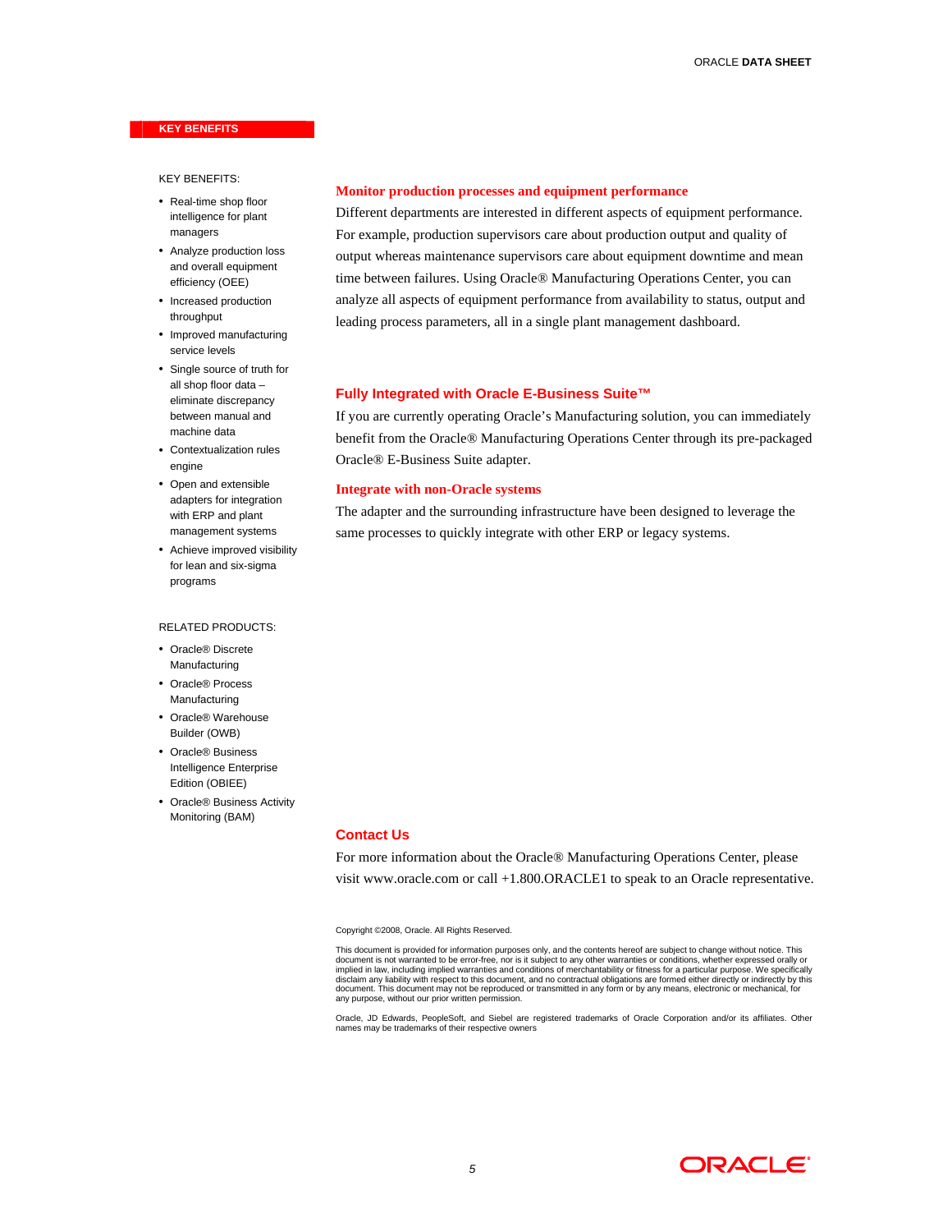KEY BENEFITS

KEY BENEFITS:

- Real-time shop floor intelligence for plant managers
- Analyze production loss and overall equipment efficiency (OEE)
- Increased production throughput
- Improved manufacturing service levels
- Single source of truth for all shop floor data – eliminate discrepancy between manual and machine data
- Contextualization rules engine
- Open and extensible adapters for integration with ERP and plant management systems
- Achieve improved visibility for lean and six-sigma programs

RELATED PRODUCTS:

- Oracle® Discrete Manufacturing
- Oracle® Process Manufacturing
- Oracle® Warehouse Builder (OWB)
- Oracle® Business Intelligence Enterprise Edition (OBIEE)
- Oracle® Business Activity Monitoring (BAM)

### Monitor production processes and equipment performance

Different departments are interested in different aspects of equipment performance. For example, production supervisors care about production output and quality of output whereas maintenance supervisors care about equipment downtime and mean time between failures. Using Oracle® Manufacturing Operations Center, you can analyze all aspects of equipment performance from availability to status, output and leading process parameters, all in a single plant management dashboard.

## Fully Integrated with Oracle E-Business Suite™

If you are currently operating Oracle's Manufacturing solution, you can immediately benefit from the Oracle® Manufacturing Operations Center through its pre-packaged Oracle® E-Business Suite adapter.

### Integrate with non-Oracle systems

The adapter and the surrounding infrastructure have been designed to leverage the same processes to quickly integrate with other ERP or legacy systems.

## Contact Us

For more information about the Oracle® Manufacturing Operations Center, please visit www.oracle.com or call +1.800.ORACLE1 to speak to an Oracle representative.

Copyright ©2008, Oracle. All Rights Reserved.

This document is provided for information purposes only, and the contents hereof are subject to change without notice. This document is not warranted to be error-free, nor is it subject to any other warranties or conditions, whether expressed orally or implied in law, including implied warranties and conditions of merchantability or fitness for a particular purpose. We specifically disclaim any liability with respect to this document, and no contractual obligations are formed either directly or indirectly by this document. This document may not be reproduced or transmitted in any form or by any means, electronic or mechanical, for any purpose, without our prior written permission.

Oracle, JD Edwards, PeopleSoft, and Siebel are registered trademarks of Oracle Corporation and/or its affiliates. Other names may be trademarks of their respective owners